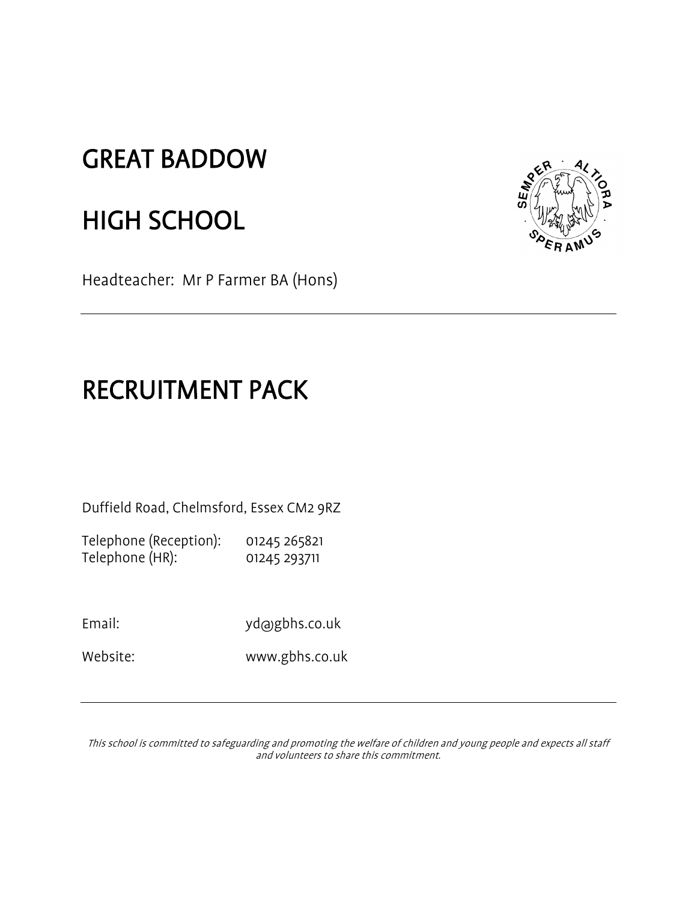# GREAT BADDOW

# HIGH SCHOOL

Headteacher: Mr P Farmer BA (Hons)

---

# RECRUITMENT PACK

Duffield Road, Chelmsford, Essex CM2 9RZ

Telephone (Reception): 01245 265821
Telephone (HR): 01245 293711

Email: yd@gbhs.co.uk

Website: www.gbhs.co.uk

---

*This school is committed to safeguarding and promoting the welfare of children and young people and expects all staff and volunteers to share this commitment.*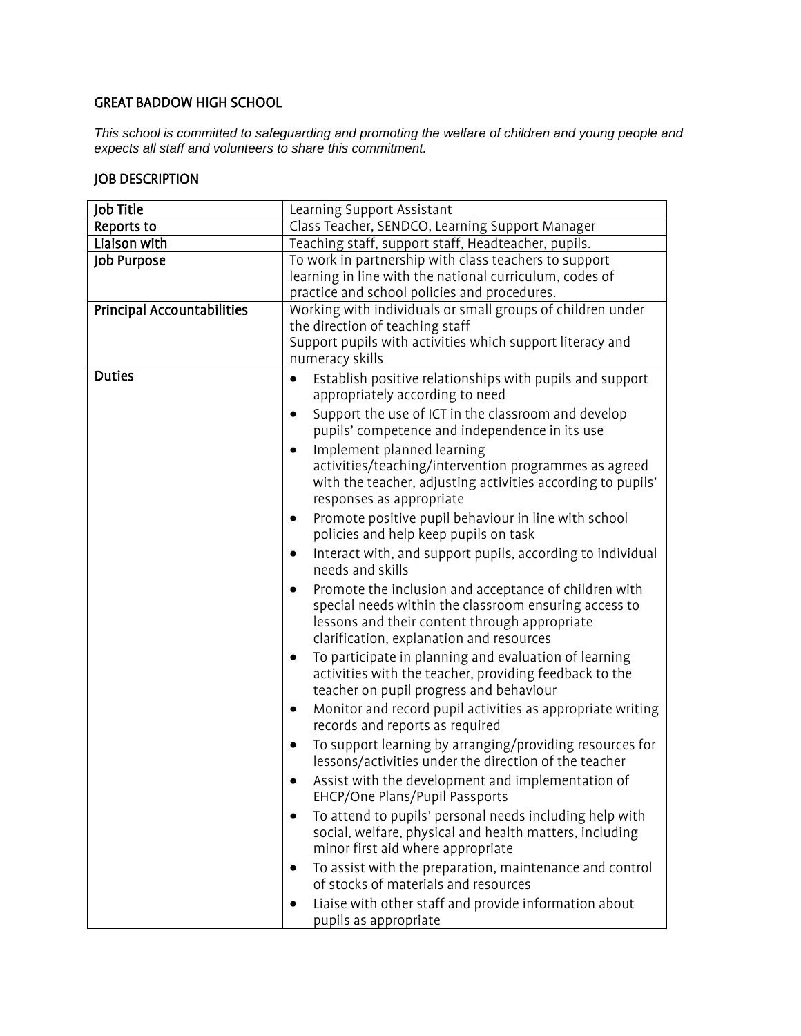## GREAT BADDOW HIGH SCHOOL

*This school is committed to safeguarding and promoting the welfare of children and young people and expects all staff and volunteers to share this commitment.*

## JOB DESCRIPTION

| | |
|---|---|
| **Job Title** | Learning Support Assistant |
| **Reports to** | Class Teacher, SENDCO, Learning Support Manager |
| **Liaison with** | Teaching staff, support staff, Headteacher, pupils. |
| **Job Purpose** | To work in partnership with class teachers to support learning in line with the national curriculum, codes of practice and school policies and procedures. |
| **Principal Accountabilities** | Working with individuals or small groups of children under the direction of teaching staff<br>Support pupils with activities which support literacy and numeracy skills |
| **Duties** | • Establish positive relationships with pupils and support appropriately according to need<br>• Support the use of ICT in the classroom and develop pupils' competence and independence in its use<br>• Implement planned learning activities/teaching/intervention programmes as agreed with the teacher, adjusting activities according to pupils' responses as appropriate<br>• Promote positive pupil behaviour in line with school policies and help keep pupils on task<br>• Interact with, and support pupils, according to individual needs and skills<br>• Promote the inclusion and acceptance of children with special needs within the classroom ensuring access to lessons and their content through appropriate clarification, explanation and resources<br>• To participate in planning and evaluation of learning activities with the teacher, providing feedback to the teacher on pupil progress and behaviour<br>• Monitor and record pupil activities as appropriate writing records and reports as required<br>• To support learning by arranging/providing resources for lessons/activities under the direction of the teacher<br>• Assist with the development and implementation of EHCP/One Plans/Pupil Passports<br>• To attend to pupils' personal needs including help with social, welfare, physical and health matters, including minor first aid where appropriate<br>• To assist with the preparation, maintenance and control of stocks of materials and resources<br>• Liaise with other staff and provide information about pupils as appropriate |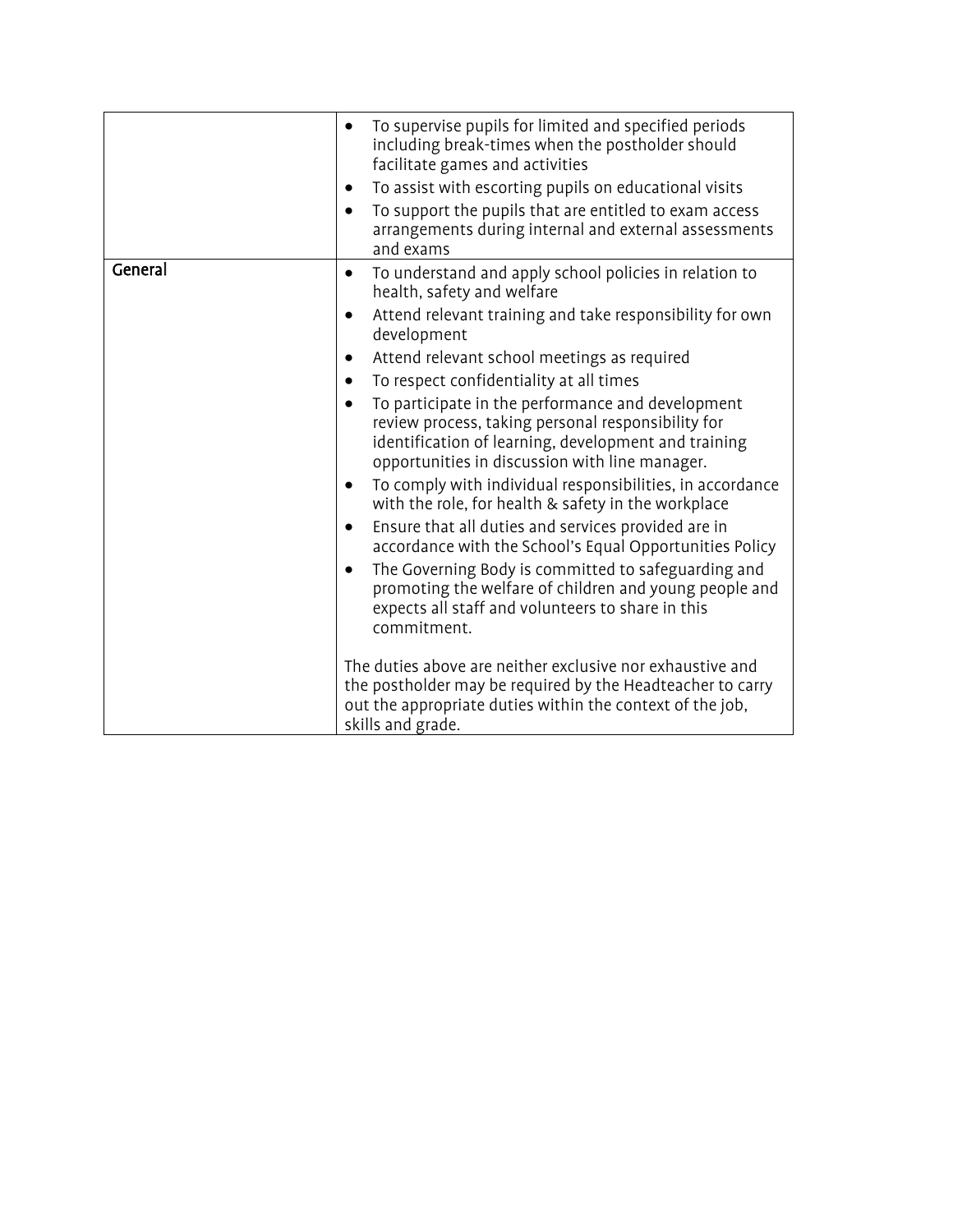| | |
|---|---|
| | • To supervise pupils for limited and specified periods including break-times when the postholder should facilitate games and activities<br>• To assist with escorting pupils on educational visits<br>• To support the pupils that are entitled to exam access arrangements during internal and external assessments and exams |
| **General** | • To understand and apply school policies in relation to health, safety and welfare<br>• Attend relevant training and take responsibility for own development<br>• Attend relevant school meetings as required<br>• To respect confidentiality at all times<br>• To participate in the performance and development review process, taking personal responsibility for identification of learning, development and training opportunities in discussion with line manager.<br>• To comply with individual responsibilities, in accordance with the role, for health & safety in the workplace<br>• Ensure that all duties and services provided are in accordance with the School's Equal Opportunities Policy<br>• The Governing Body is committed to safeguarding and promoting the welfare of children and young people and expects all staff and volunteers to share in this commitment.<br><br>The duties above are neither exclusive nor exhaustive and the postholder may be required by the Headteacher to carry out the appropriate duties within the context of the job, skills and grade. |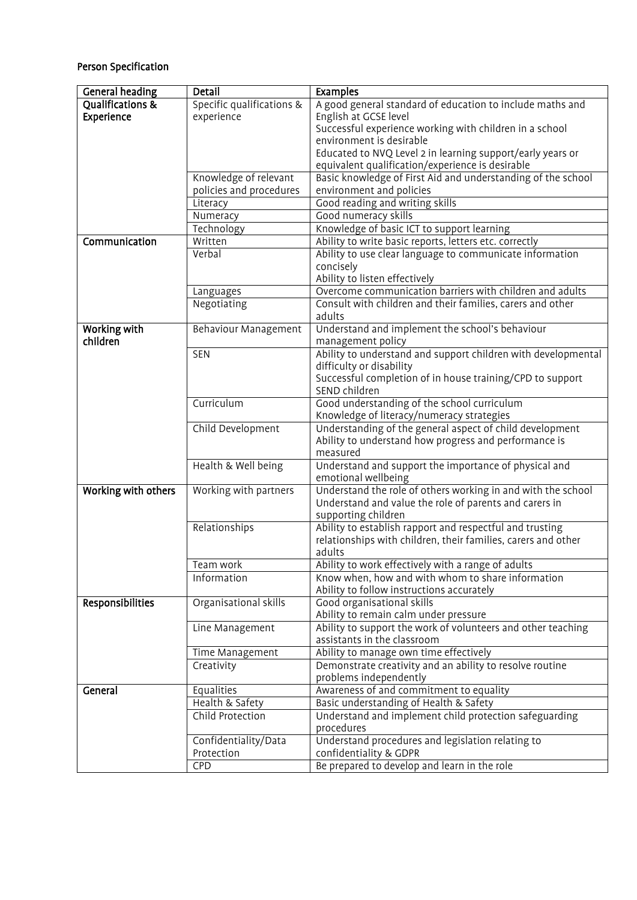## Person Specification

| General heading | Detail | Examples |
|---|---|---|
| **Qualifications & Experience** | Specific qualifications & experience | A good general standard of education to include maths and English at GCSE level<br>Successful experience working with children in a school environment is desirable<br>Educated to NVQ Level 2 in learning support/early years or equivalent qualification/experience is desirable |
| | Knowledge of relevant policies and procedures | Basic knowledge of First Aid and understanding of the school environment and policies |
| | Literacy | Good reading and writing skills |
| | Numeracy | Good numeracy skills |
| | Technology | Knowledge of basic ICT to support learning |
| **Communication** | Written | Ability to write basic reports, letters etc. correctly |
| | Verbal | Ability to use clear language to communicate information concisely<br>Ability to listen effectively |
| | Languages | Overcome communication barriers with children and adults |
| | Negotiating | Consult with children and their families, carers and other adults |
| **Working with children** | Behaviour Management | Understand and implement the school's behaviour management policy |
| | SEN | Ability to understand and support children with developmental difficulty or disability<br>Successful completion of in house training/CPD to support SEND children |
| | Curriculum | Good understanding of the school curriculum<br>Knowledge of literacy/numeracy strategies |
| | Child Development | Understanding of the general aspect of child development<br>Ability to understand how progress and performance is measured |
| | Health & Well being | Understand and support the importance of physical and emotional wellbeing |
| **Working with others** | Working with partners | Understand the role of others working in and with the school<br>Understand and value the role of parents and carers in supporting children |
| | Relationships | Ability to establish rapport and respectful and trusting relationships with children, their families, carers and other adults |
| | Team work | Ability to work effectively with a range of adults |
| | Information | Know when, how and with whom to share information<br>Ability to follow instructions accurately |
| **Responsibilities** | Organisational skills | Good organisational skills<br>Ability to remain calm under pressure |
| | Line Management | Ability to support the work of volunteers and other teaching assistants in the classroom |
| | Time Management | Ability to manage own time effectively |
| | Creativity | Demonstrate creativity and an ability to resolve routine problems independently |
| **General** | Equalities | Awareness of and commitment to equality |
| | Health & Safety | Basic understanding of Health & Safety |
| | Child Protection | Understand and implement child protection safeguarding procedures |
| | Confidentiality/Data Protection | Understand procedures and legislation relating to confidentiality & GDPR |
| | CPD | Be prepared to develop and learn in the role |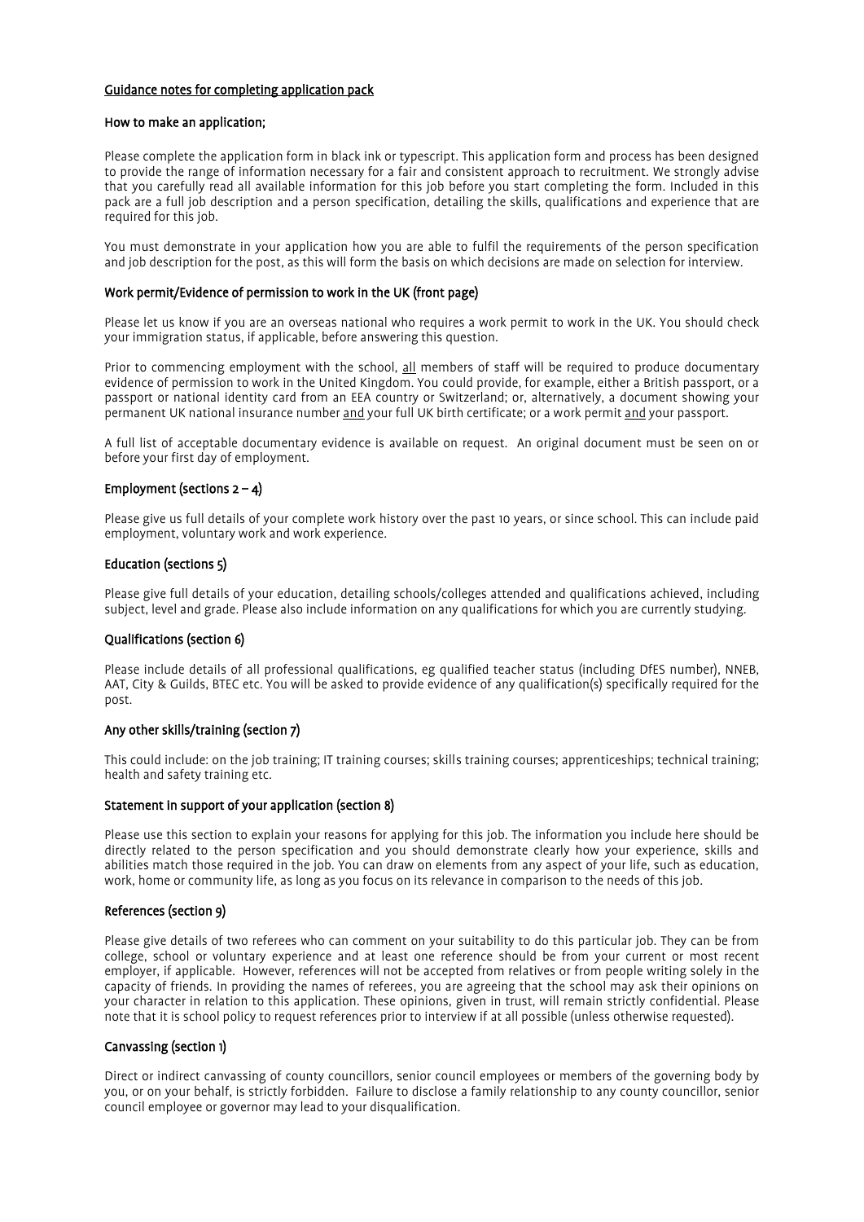## Guidance notes for completing application pack

### How to make an application;

Please complete the application form in black ink or typescript. This application form and process has been designed to provide the range of information necessary for a fair and consistent approach to recruitment. We strongly advise that you carefully read all available information for this job before you start completing the form. Included in this pack are a full job description and a person specification, detailing the skills, qualifications and experience that are required for this job.

You must demonstrate in your application how you are able to fulfil the requirements of the person specification and job description for the post, as this will form the basis on which decisions are made on selection for interview.

### Work permit/Evidence of permission to work in the UK (front page)

Please let us know if you are an overseas national who requires a work permit to work in the UK. You should check your immigration status, if applicable, before answering this question.

Prior to commencing employment with the school, all members of staff will be required to produce documentary evidence of permission to work in the United Kingdom. You could provide, for example, either a British passport, or a passport or national identity card from an EEA country or Switzerland; or, alternatively, a document showing your permanent UK national insurance number and your full UK birth certificate; or a work permit and your passport.

A full list of acceptable documentary evidence is available on request. An original document must be seen on or before your first day of employment.

### Employment (sections 2 – 4)

Please give us full details of your complete work history over the past 10 years, or since school. This can include paid employment, voluntary work and work experience.

### Education (sections 5)

Please give full details of your education, detailing schools/colleges attended and qualifications achieved, including subject, level and grade. Please also include information on any qualifications for which you are currently studying.

### Qualifications (section 6)

Please include details of all professional qualifications, eg qualified teacher status (including DfES number), NNEB, AAT, City & Guilds, BTEC etc. You will be asked to provide evidence of any qualification(s) specifically required for the post.

### Any other skills/training (section 7)

This could include: on the job training; IT training courses; skills training courses; apprenticeships; technical training; health and safety training etc.

### Statement in support of your application (section 8)

Please use this section to explain your reasons for applying for this job. The information you include here should be directly related to the person specification and you should demonstrate clearly how your experience, skills and abilities match those required in the job. You can draw on elements from any aspect of your life, such as education, work, home or community life, as long as you focus on its relevance in comparison to the needs of this job.

### References (section 9)

Please give details of two referees who can comment on your suitability to do this particular job. They can be from college, school or voluntary experience and at least one reference should be from your current or most recent employer, if applicable. However, references will not be accepted from relatives or from people writing solely in the capacity of friends. In providing the names of referees, you are agreeing that the school may ask their opinions on your character in relation to this application. These opinions, given in trust, will remain strictly confidential. Please note that it is school policy to request references prior to interview if at all possible (unless otherwise requested).

### Canvassing (section 1)

Direct or indirect canvassing of county councillors, senior council employees or members of the governing body by you, or on your behalf, is strictly forbidden. Failure to disclose a family relationship to any county councillor, senior council employee or governor may lead to your disqualification.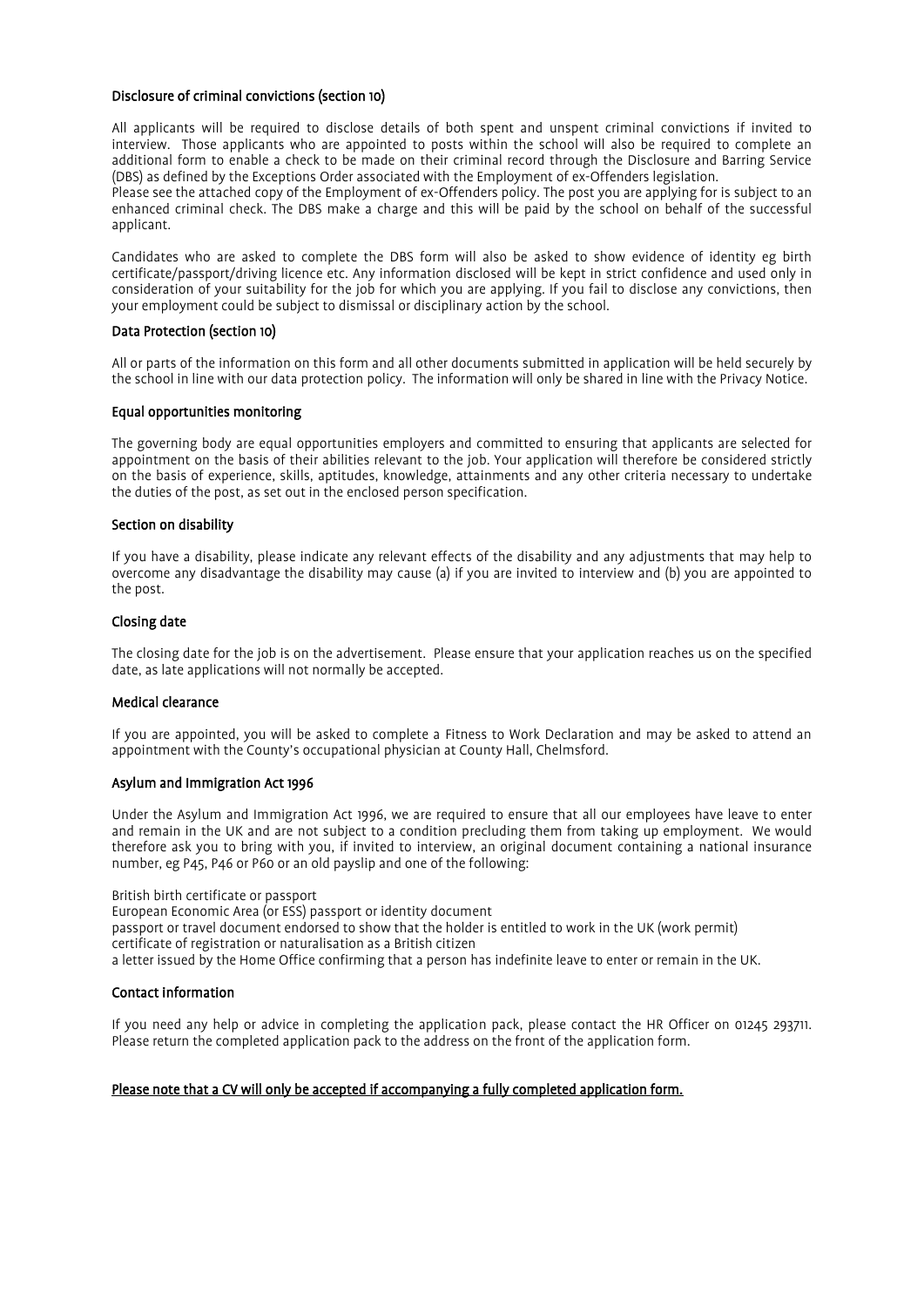### Disclosure of criminal convictions (section 10)

All applicants will be required to disclose details of both spent and unspent criminal convictions if invited to interview. Those applicants who are appointed to posts within the school will also be required to complete an additional form to enable a check to be made on their criminal record through the Disclosure and Barring Service (DBS) as defined by the Exceptions Order associated with the Employment of ex-Offenders legislation.
Please see the attached copy of the Employment of ex-Offenders policy. The post you are applying for is subject to an enhanced criminal check. The DBS make a charge and this will be paid by the school on behalf of the successful applicant.

Candidates who are asked to complete the DBS form will also be asked to show evidence of identity eg birth certificate/passport/driving licence etc. Any information disclosed will be kept in strict confidence and used only in consideration of your suitability for the job for which you are applying. If you fail to disclose any convictions, then your employment could be subject to dismissal or disciplinary action by the school.

### Data Protection (section 10)

All or parts of the information on this form and all other documents submitted in application will be held securely by the school in line with our data protection policy. The information will only be shared in line with the Privacy Notice.

### Equal opportunities monitoring

The governing body are equal opportunities employers and committed to ensuring that applicants are selected for appointment on the basis of their abilities relevant to the job. Your application will therefore be considered strictly on the basis of experience, skills, aptitudes, knowledge, attainments and any other criteria necessary to undertake the duties of the post, as set out in the enclosed person specification.

### Section on disability

If you have a disability, please indicate any relevant effects of the disability and any adjustments that may help to overcome any disadvantage the disability may cause (a) if you are invited to interview and (b) you are appointed to the post.

### Closing date

The closing date for the job is on the advertisement. Please ensure that your application reaches us on the specified date, as late applications will not normally be accepted.

### Medical clearance

If you are appointed, you will be asked to complete a Fitness to Work Declaration and may be asked to attend an appointment with the County's occupational physician at County Hall, Chelmsford.

### Asylum and Immigration Act 1996

Under the Asylum and Immigration Act 1996, we are required to ensure that all our employees have leave to enter and remain in the UK and are not subject to a condition precluding them from taking up employment. We would therefore ask you to bring with you, if invited to interview, an original document containing a national insurance number, eg P45, P46 or P60 or an old payslip and one of the following:

British birth certificate or passport
European Economic Area (or ESS) passport or identity document
passport or travel document endorsed to show that the holder is entitled to work in the UK (work permit)
certificate of registration or naturalisation as a British citizen
a letter issued by the Home Office confirming that a person has indefinite leave to enter or remain in the UK.

### Contact information

If you need any help or advice in completing the application pack, please contact the HR Officer on 01245 293711. Please return the completed application pack to the address on the front of the application form.

**Please note that a CV will only be accepted if accompanying a fully completed application form.**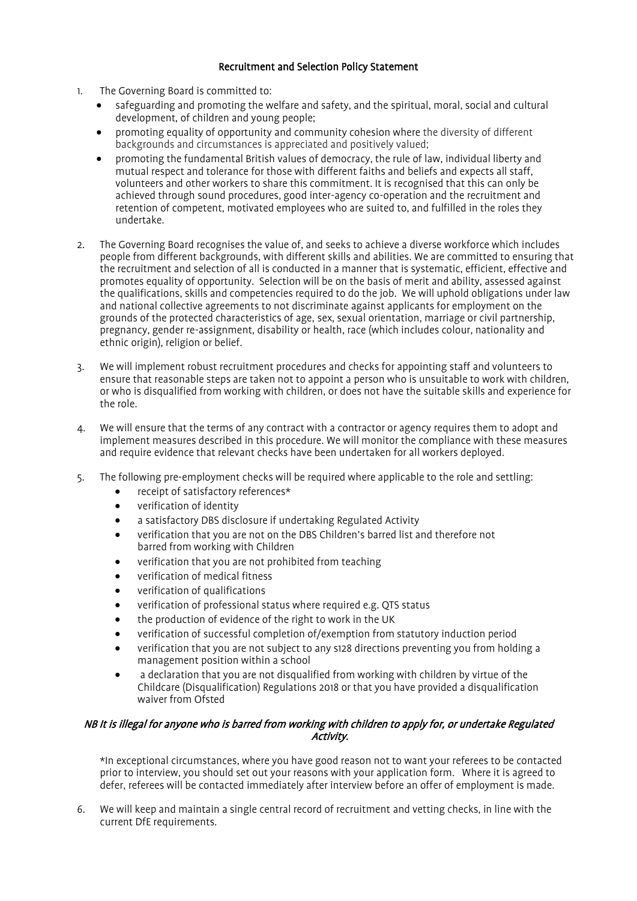**Recruitment and Selection Policy Statement**

1. The Governing Board is committed to:
   - safeguarding and promoting the welfare and safety, and the spiritual, moral, social and cultural development, of children and young people;
   - promoting equality of opportunity and community cohesion where the diversity of different backgrounds and circumstances is appreciated and positively valued;
   - promoting the fundamental British values of democracy, the rule of law, individual liberty and mutual respect and tolerance for those with different faiths and beliefs and expects all staff, volunteers and other workers to share this commitment. It is recognised that this can only be achieved through sound procedures, good inter-agency co-operation and the recruitment and retention of competent, motivated employees who are suited to, and fulfilled in the roles they undertake.

2. The Governing Board recognises the value of, and seeks to achieve a diverse workforce which includes people from different backgrounds, with different skills and abilities. We are committed to ensuring that the recruitment and selection of all is conducted in a manner that is systematic, efficient, effective and promotes equality of opportunity. Selection will be on the basis of merit and ability, assessed against the qualifications, skills and competencies required to do the job. We will uphold obligations under law and national collective agreements to not discriminate against applicants for employment on the grounds of the protected characteristics of age, sex, sexual orientation, marriage or civil partnership, pregnancy, gender re-assignment, disability or health, race (which includes colour, nationality and ethnic origin), religion or belief.

3. We will implement robust recruitment procedures and checks for appointing staff and volunteers to ensure that reasonable steps are taken not to appoint a person who is unsuitable to work with children, or who is disqualified from working with children, or does not have the suitable skills and experience for the role.

4. We will ensure that the terms of any contract with a contractor or agency requires them to adopt and implement measures described in this procedure. We will monitor the compliance with these measures and require evidence that relevant checks have been undertaken for all workers deployed.

5. The following pre-employment checks will be required where applicable to the role and settling:
   - receipt of satisfactory references*
   - verification of identity
   - a satisfactory DBS disclosure if undertaking Regulated Activity
   - verification that you are not on the DBS Children's barred list and therefore not barred from working with Children
   - verification that you are not prohibited from teaching
   - verification of medical fitness
   - verification of qualifications
   - verification of professional status where required e.g. QTS status
   - the production of evidence of the right to work in the UK
   - verification of successful completion of/exemption from statutory induction period
   - verification that you are not subject to any s128 directions preventing you from holding a management position within a school
   - a declaration that you are not disqualified from working with children by virtue of the Childcare (Disqualification) Regulations 2018 or that you have provided a disqualification waiver from Ofsted

   ***NB It is illegal for anyone who is barred from working with children to apply for, or undertake Regulated Activity.***

   *In exceptional circumstances, where you have good reason not to want your referees to be contacted prior to interview, you should set out your reasons with your application form. Where it is agreed to defer, referees will be contacted immediately after interview before an offer of employment is made.

6. We will keep and maintain a single central record of recruitment and vetting checks, in line with the current DfE requirements.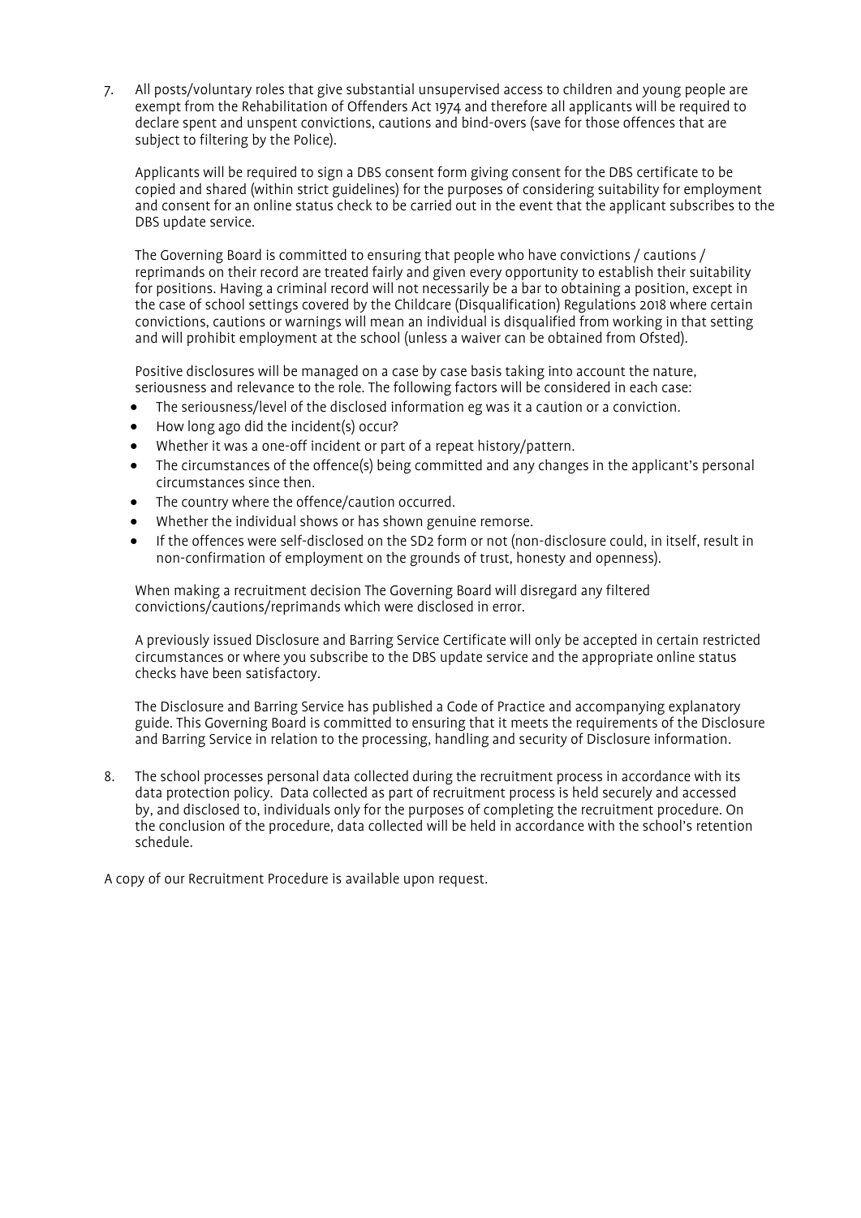7. All posts/voluntary roles that give substantial unsupervised access to children and young people are exempt from the Rehabilitation of Offenders Act 1974 and therefore all applicants will be required to declare spent and unspent convictions, cautions and bind-overs (save for those offences that are subject to filtering by the Police).

   Applicants will be required to sign a DBS consent form giving consent for the DBS certificate to be copied and shared (within strict guidelines) for the purposes of considering suitability for employment and consent for an online status check to be carried out in the event that the applicant subscribes to the DBS update service.

   The Governing Board is committed to ensuring that people who have convictions / cautions / reprimands on their record are treated fairly and given every opportunity to establish their suitability for positions. Having a criminal record will not necessarily be a bar to obtaining a position, except in the case of school settings covered by the Childcare (Disqualification) Regulations 2018 where certain convictions, cautions or warnings will mean an individual is disqualified from working in that setting and will prohibit employment at the school (unless a waiver can be obtained from Ofsted).

   Positive disclosures will be managed on a case by case basis taking into account the nature, seriousness and relevance to the role. The following factors will be considered in each case:

   - The seriousness/level of the disclosed information eg was it a caution or a conviction.
   - How long ago did the incident(s) occur?
   - Whether it was a one-off incident or part of a repeat history/pattern.
   - The circumstances of the offence(s) being committed and any changes in the applicant's personal circumstances since then.
   - The country where the offence/caution occurred.
   - Whether the individual shows or has shown genuine remorse.
   - If the offences were self-disclosed on the SD2 form or not (non-disclosure could, in itself, result in non-confirmation of employment on the grounds of trust, honesty and openness).

   When making a recruitment decision The Governing Board will disregard any filtered convictions/cautions/reprimands which were disclosed in error.

   A previously issued Disclosure and Barring Service Certificate will only be accepted in certain restricted circumstances or where you subscribe to the DBS update service and the appropriate online status checks have been satisfactory.

   The Disclosure and Barring Service has published a Code of Practice and accompanying explanatory guide. This Governing Board is committed to ensuring that it meets the requirements of the Disclosure and Barring Service in relation to the processing, handling and security of Disclosure information.

8. The school processes personal data collected during the recruitment process in accordance with its data protection policy. Data collected as part of recruitment process is held securely and accessed by, and disclosed to, individuals only for the purposes of completing the recruitment procedure. On the conclusion of the procedure, data collected will be held in accordance with the school's retention schedule.

A copy of our Recruitment Procedure is available upon request.